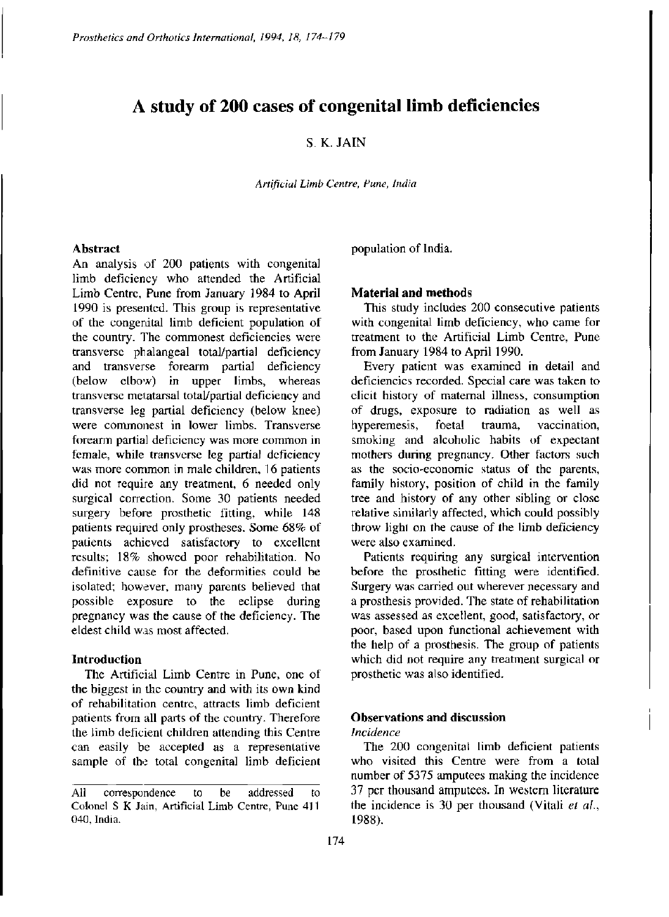# A study of 200 cases of congenital limb deficiencies

S. K. JAIN

*Artificial Limb Centre, Pune, India*

## Abstract

An analysis of 200 patients with congenital limb deficiency who attended the Artificial Limb Centre, Pune from January 1984 to April 1990 is presented. This group is representative of the congenital limb deficient population of the country. The commonest deficiencies were transverse phalangeal total/partial deficiency and transverse forearm partial deficiency (below elbow) in upper limbs, whereas transverse metatarsal total/partial deficiency and transverse leg partial deficiency (below knee) were commonest in lower limbs. Transverse forearm partial deficiency was more common in female, while transverse leg partial deficiency was more common in male children. 16 patients did not require any treatment, 6 needed only surgical correction. Some 30 patients needed surgery before prosthetic fitting, while 148 patients required only prostheses. Some 68% of patients achieved satisfactory to excellent results; 18% showed poor rehabilitation. No definitive cause for the deformities could be isolated; however, many parents believed that possible exposure to the eclipse during pregnancy was the cause of the deficiency. The eldest child was most affected.

## Introduction

The Artificial Limb Centre in Pune, one of the biggest in the country and with its own kind of rehabilitation centre, attracts limb deficient patients from all parts of the country. Therefore the limb deficient children attending this Centre can easily be accepted as a representative sample of the total congenital limb deficient population of India.

## Material and methods

This study includes 200 consecutive patients with congenital limb deficiency, who came for treatment to the Artificial Limb Centre, Pune from January 1984 to April 1990.

Every patient was examined in detail and deficiencies recorded. Special care was taken to elicit history of maternal illness, consumption of drugs, exposure to radiation as well as hyperemesis, foetal trauma, vaccination, smoking and alcoholic habits of expectant mothers during pregnancy. Other factors such as the socio-economic status of the parents, family history, position of child in the family tree and history of any other sibling or close relative similarly affected, which could possibly throw light on the cause of the limb deficiency were also examined.

Patients requiring any surgical intervention before the prosthetic fitting were identified. Surgery was carried out wherever necessary and a prosthesis provided. The state of rehabilitation was assessed as excellent, good, satisfactory, or poor, based upon functional achievement with the help of a prosthesis. The group of patients which did not require any treatment surgical or prosthetic was also identified.

## Observations and discussion

### *Incidence*

The 200 congenital limb deficient patients who visited this Centre were from a total number of 5375 amputees making the incidence 37 per thousand amputees. In western literature the incidence is 30 per thousand (Vitali *et al.*, 1988).

All correspondence to be addressed to Colonel S K Jain, Artificial Limb Centre, Pune 411 040, India.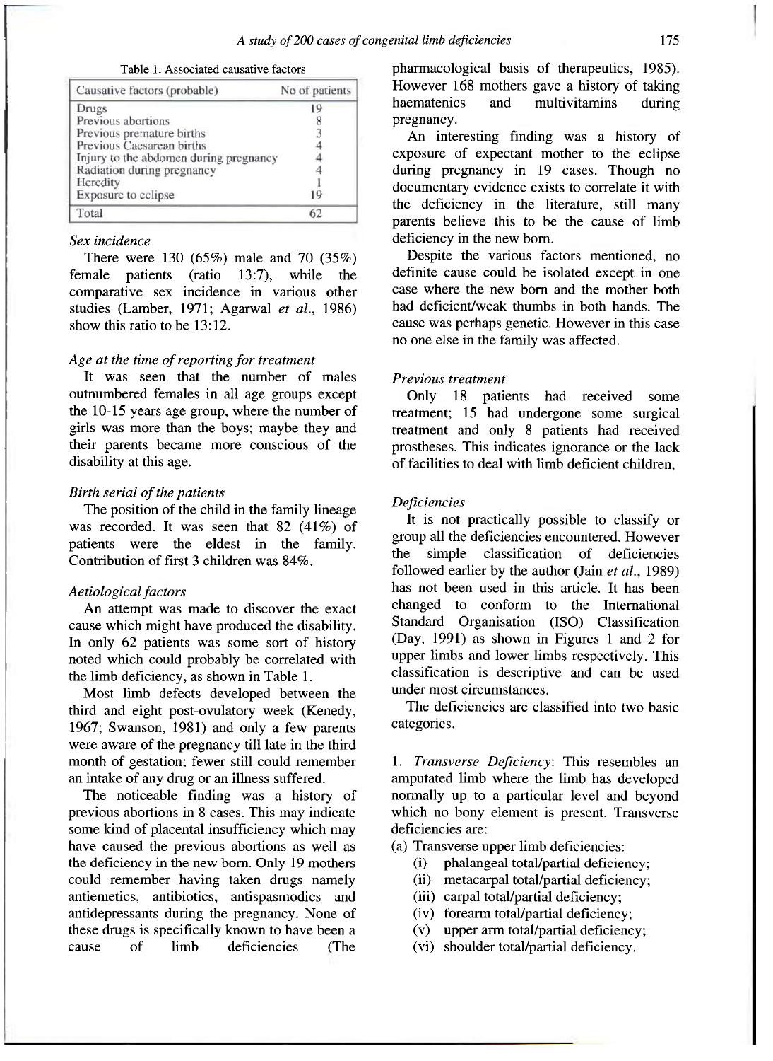Table 1. Associated causative factors

| Causative factors (probable) | No of patients |
|---|---|
| Drugs | 19 |
| Previous abortions | 8 |
| Previous premature births | 3 |
| Previous Caesarean births | 4 |
| Injury to the abdomen during pregnancy | 4 |
| Radiation during pregnancy | 4 |
| Heredity | 1 |
| Exposure to eclipse | 19 |
| Total | 62 |

*Sex incidence*

There were 130 (65%) male and 70 (35%) female patients (ratio 13:7), while the comparative sex incidence in various other studies (Lamber, 1971; Agarwal *et al.*, 1986) show this ratio to be 13:12.

*Age at the time of reporting for treatment*

It was seen that the number of males outnumbered females in all age groups except the 10-15 years age group, where the number of girls was more than the boys; maybe they and their parents became more conscious of the disability at this age.

*Birth serial of the patients*

The position of the child in the family lineage was recorded. It was seen that 82 (41%) of patients were the eldest in the family. Contribution of first 3 children was 84%.

*Aetiological factors*

An attempt was made to discover the exact cause which might have produced the disability. In only 62 patients was some sort of history noted which could probably be correlated with the limb deficiency, as shown in Table 1.

Most limb defects developed between the third and eight post-ovulatory week (Kenedy, 1967; Swanson, 1981) and only a few parents were aware of the pregnancy till late in the third month of gestation; fewer still could remember an intake of any drug or an illness suffered.

The noticeable finding was a history of previous abortions in 8 cases. This may indicate some kind of placental insufficiency which may have caused the previous abortions as well as the deficiency in the new born. Only 19 mothers could remember having taken drugs namely antiemetics, antibiotics, antispasmodics and antidepressants during the pregnancy. None of these drugs is specifically known to have been a cause of limb deficiencies (The pharmacological basis of therapeutics, 1985). However 168 mothers gave a history of taking haematenics and multivitamins during pregnancy.

An interesting finding was a history of exposure of expectant mother to the eclipse during pregnancy in 19 cases. Though no documentary evidence exists to correlate it with the deficiency in the literature, still many parents believe this to be the cause of limb deficiency in the new born.

Despite the various factors mentioned, no definite cause could be isolated except in one case where the new born and the mother both had deficient/weak thumbs in both hands. The cause was perhaps genetic. However in this case no one else in the family was affected.

*Previous treatment*

Only 18 patients had received some treatment; 15 had undergone some surgical treatment and only 8 patients had received prostheses. This indicates ignorance or the lack of facilities to deal with limb deficient children,

*Deficiencies*

It is not practically possible to classify or group all the deficiencies encountered. However the simple classification of deficiencies followed earlier by the author (Jain *et al.*, 1989) has not been used in this article. It has been changed to conform to the International Standard Organisation (ISO) Classification (Day, 1991) as shown in Figures 1 and 2 for upper limbs and lower limbs respectively. This classification is descriptive and can be used under most circumstances.

The deficiencies are classified into two basic categories.

1. *Transverse Deficiency*: This resembles an amputated limb where the limb has developed normally up to a particular level and beyond which no bony element is present. Transverse deficiencies are:

(a) Transverse upper limb deficiencies:
  - (i) phalangeal total/partial deficiency;
  - (ii) metacarpal total/partial deficiency;
  - (iii) carpal total/partial deficiency;
  - (iv) forearm total/partial deficiency;
  - (v) upper arm total/partial deficiency;
  - (vi) shoulder total/partial deficiency.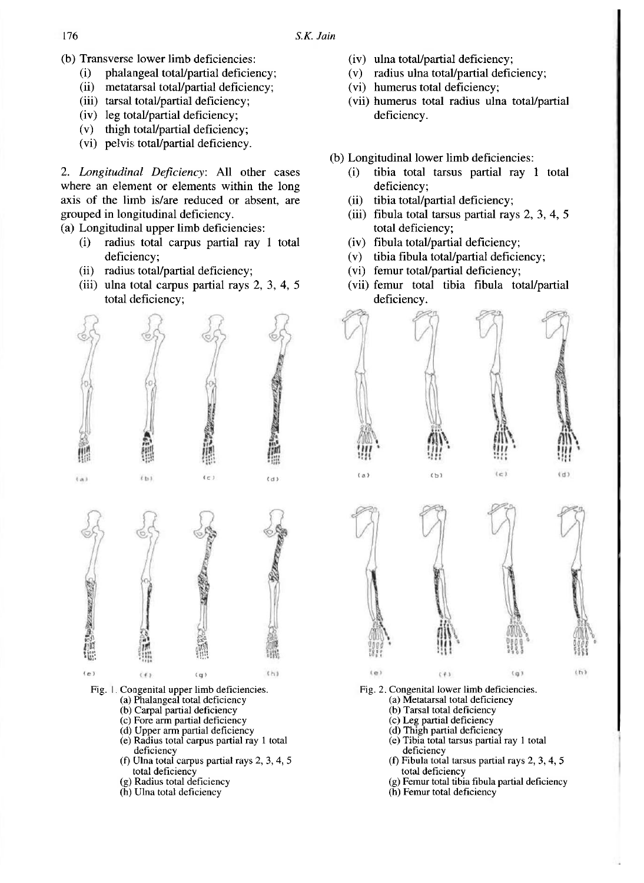(b) Transverse lower limb deficiencies:
   (i) phalangeal total/partial deficiency;
   (ii) metatarsal total/partial deficiency;
   (iii) tarsal total/partial deficiency;
   (iv) leg total/partial deficiency;
   (v) thigh total/partial deficiency;
   (vi) pelvis total/partial deficiency.

2. *Longitudinal Deficiency*: All other cases where an element or elements within the long axis of the limb is/are reduced or absent, are grouped in longitudinal deficiency.

(a) Longitudinal upper limb deficiencies:
   (i) radius total carpus partial ray 1 total deficiency;
   (ii) radius total/partial deficiency;
   (iii) ulna total carpus partial rays 2, 3, 4, 5 total deficiency;
   (iv) ulna total/partial deficiency;
   (v) radius ulna total/partial deficiency;
   (vi) humerus total deficiency;
   (vii) humerus total radius ulna total/partial deficiency.

(b) Longitudinal lower limb deficiencies:
   (i) tibia total tarsus partial ray 1 total deficiency;
   (ii) tibia total/partial deficiency;
   (iii) fibula total tarsus partial rays 2, 3, 4, 5 total deficiency;
   (iv) fibula total/partial deficiency;
   (v) tibia fibula total/partial deficiency;
   (vi) femur total/partial deficiency;
   (vii) femur total tibia fibula total/partial deficiency.

Fig. 1. Congenital upper limb deficiencies.
(a) Phalangeal total deficiency
(b) Carpal partial deficiency
(c) Fore arm partial deficiency
(d) Upper arm partial deficiency
(e) Radius total carpus partial ray 1 total deficiency
(f) Ulna total carpus partial rays 2, 3, 4, 5 total deficiency
(g) Radius total deficiency
(h) Ulna total deficiency

Fig. 2. Congenital lower limb deficiencies.
(a) Metatarsal total deficiency
(b) Tarsal total deficiency
(c) Leg partial deficiency
(d) Thigh partial deficiency
(e) Tibia total tarsus partial ray 1 total deficiency
(f) Fibula total tarsus partial rays 2, 3, 4, 5 total deficiency
(g) Femur total tibia fibula partial deficiency
(h) Femur total deficiency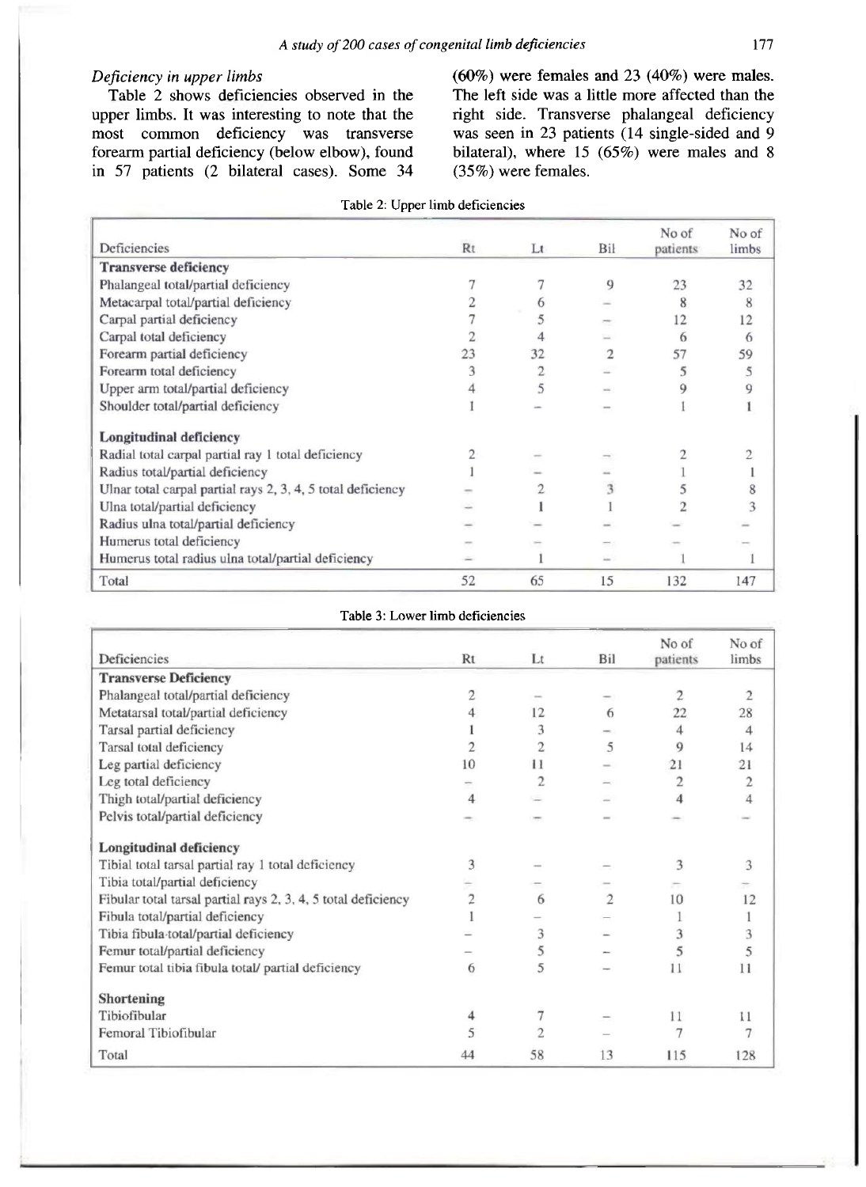*Deficiency in upper limbs*

Table 2 shows deficiencies observed in the upper limbs. It was interesting to note that the most common deficiency was transverse forearm partial deficiency (below elbow), found in 57 patients (2 bilateral cases). Some 34 (60%) were females and 23 (40%) were males. The left side was a little more affected than the right side. Transverse phalangeal deficiency was seen in 23 patients (14 single-sided and 9 bilateral), where 15 (65%) were males and 8 (35%) were females.

Table 2: Upper limb deficiencies

| Deficiencies | Rt | Lt | Bil | No of patients | No of limbs |
|---|---|---|---|---|---|
| **Transverse deficiency** | | | | | |
| Phalangeal total/partial deficiency | 7 | 7 | 9 | 23 | 32 |
| Metacarpal total/partial deficiency | 2 | 6 | – | 8 | 8 |
| Carpal partial deficiency | 7 | 5 | – | 12 | 12 |
| Carpal total deficiency | 2 | 4 | – | 6 | 6 |
| Forearm partial deficiency | 23 | 32 | 2 | 57 | 59 |
| Forearm total deficiency | 3 | 2 | – | 5 | 5 |
| Upper arm total/partial deficiency | 4 | 5 | – | 9 | 9 |
| Shoulder total/partial deficiency | 1 | – | – | 1 | 1 |
| **Longitudinal deficiency** | | | | | |
| Radial total carpal partial ray 1 total deficiency | 2 | – | – | 2 | 2 |
| Radius total/partial deficiency | 1 | – | – | 1 | 1 |
| Ulnar total carpal partial rays 2, 3, 4, 5 total deficiency | – | 2 | 3 | 5 | 8 |
| Ulna total/partial deficiency | – | 1 | 1 | 2 | 3 |
| Radius ulna total/partial deficiency | – | – | – | – | – |
| Humerus total deficiency | – | – | – | – | – |
| Humerus total radius ulna total/partial deficiency | – | 1 | – | 1 | 1 |
| Total | 52 | 65 | 15 | 132 | 147 |

Table 3: Lower limb deficiencies

| Deficiencies | Rt | Lt | Bil | No of patients | No of limbs |
|---|---|---|---|---|---|
| **Transverse Deficiency** | | | | | |
| Phalangeal total/partial deficiency | 2 | – | – | 2 | 2 |
| Metatarsal total/partial deficiency | 4 | 12 | 6 | 22 | 28 |
| Tarsal partial deficiency | 1 | 3 | – | 4 | 4 |
| Tarsal total deficiency | 2 | 2 | 5 | 9 | 14 |
| Leg partial deficiency | 10 | 11 | – | 21 | 21 |
| Leg total deficiency | – | 2 | – | 2 | 2 |
| Thigh total/partial deficiency | 4 | – | – | 4 | 4 |
| Pelvis total/partial deficiency | – | – | – | – | – |
| **Longitudinal deficiency** | | | | | |
| Tibial total tarsal partial ray 1 total deficiency | 3 | – | – | 3 | 3 |
| Tibia total/partial deficiency | – | – | – | – | – |
| Fibular total tarsal partial rays 2, 3, 4, 5 total deficiency | 2 | 6 | 2 | 10 | 12 |
| Fibula total/partial deficiency | 1 | – | – | 1 | 1 |
| Tibia fibula total/partial deficiency | – | 3 | – | 3 | 3 |
| Femur total/partial deficiency | – | 5 | – | 5 | 5 |
| Femur total tibia fibula total/ partial deficiency | 6 | 5 | – | 11 | 11 |
| **Shortening** | | | | | |
| Tibiofibular | 4 | 7 | – | 11 | 11 |
| Femoral Tibiofibular | 5 | 2 | – | 7 | 7 |
| Total | 44 | 58 | 13 | 115 | 128 |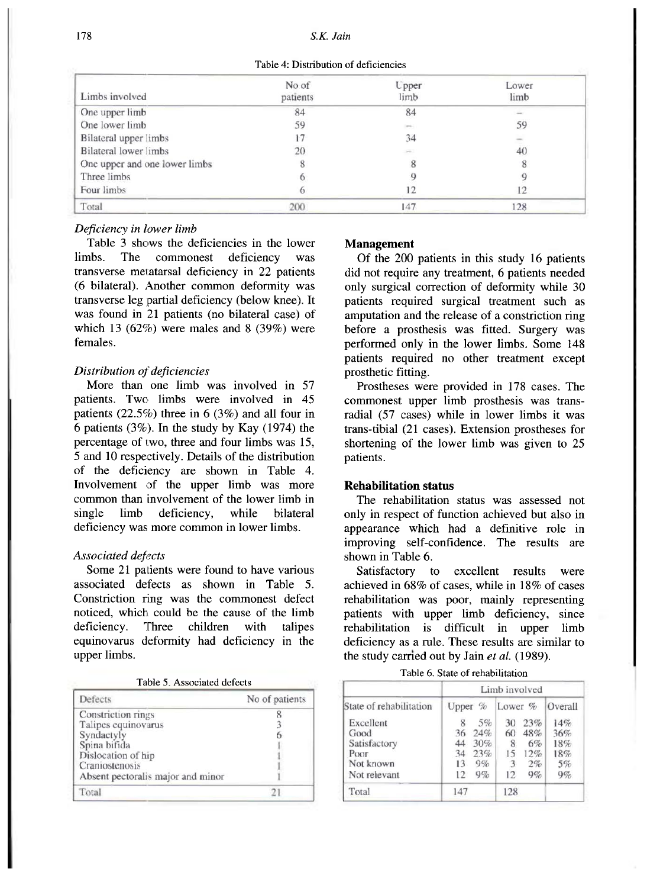Table 4: Distribution of deficiencies

| Limbs involved | No of patients | Upper limb | Lower limb |
|---|---|---|---|
| One upper limb | 84 | 84 | – |
| One lower limb | 59 | – | 59 |
| Bilateral upper limbs | 17 | 34 | – |
| Bilateral lower limbs | 20 | – | 40 |
| One upper and one lower limbs | 8 | 8 | 8 |
| Three limbs | 6 | 9 | 9 |
| Four limbs | 6 | 12 | 12 |
| Total | 200 | 147 | 128 |

*Deficiency in lower limb*

Table 3 shows the deficiencies in the lower limbs. The commonest deficiency was transverse metatarsal deficiency in 22 patients (6 bilateral). Another common deformity was transverse leg partial deficiency (below knee). It was found in 21 patients (no bilateral case) of which 13 (62%) were males and 8 (39%) were females.

*Distribution of deficiencies*

More than one limb was involved in 57 patients. Two limbs were involved in 45 patients (22.5%) three in 6 (3%) and all four in 6 patients (3%). In the study by Kay (1974) the percentage of two, three and four limbs was 15, 5 and 10 respectively. Details of the distribution of the deficiency are shown in Table 4. Involvement of the upper limb was more common than involvement of the lower limb in single limb deficiency, while bilateral deficiency was more common in lower limbs.

*Associated defects*

Some 21 patients were found to have various associated defects as shown in Table 5. Constriction ring was the commonest defect noticed, which could be the cause of the limb deficiency. Three children with talipes equinovarus deformity had deficiency in the upper limbs.

Table 5. Associated defects

| Defects | No of patients |
|---|---|
| Constriction rings | 8 |
| Talipes equinovarus | 3 |
| Syndactyly | 6 |
| Spina bifida | 1 |
| Dislocation of hip | 1 |
| Craniostenosis | 1 |
| Absent pectoralis major and minor | 1 |
| Total | 21 |

## Management

Of the 200 patients in this study 16 patients did not require any treatment, 6 patients needed only surgical correction of deformity while 30 patients required surgical treatment such as amputation and the release of a constriction ring before a prosthesis was fitted. Surgery was performed only in the lower limbs. Some 148 patients required no other treatment except prosthetic fitting.

Prostheses were provided in 178 cases. The commonest upper limb prosthesis was trans-radial (57 cases) while in lower limbs it was trans-tibial (21 cases). Extension prostheses for shortening of the lower limb was given to 25 patients.

## Rehabilitation status

The rehabilitation status was assessed not only in respect of function achieved but also in appearance which had a definitive role in improving self-confidence. The results are shown in Table 6.

Satisfactory to excellent results were achieved in 68% of cases, while in 18% of cases rehabilitation was poor, mainly representing patients with upper limb deficiency, since rehabilitation is difficult in upper limb deficiency as a rule. These results are similar to the study carried out by Jain *et al.* (1989).

Table 6. State of rehabilitation

| | Limb involved | | | | |
|---|---|---|---|---|---|
| State of rehabilitation | Upper | % | Lower | % | Overall |
| Excellent | 8 | 5% | 30 | 23% | 14% |
| Good | 36 | 24% | 60 | 48% | 36% |
| Satisfactory | 44 | 30% | 8 | 6% | 18% |
| Poor | 34 | 23% | 15 | 12% | 18% |
| Not known | 13 | 9% | 3 | 2% | 5% |
| Not relevant | 12 | 9% | 12 | 9% | 9% |
| Total | 147 | | 128 | | |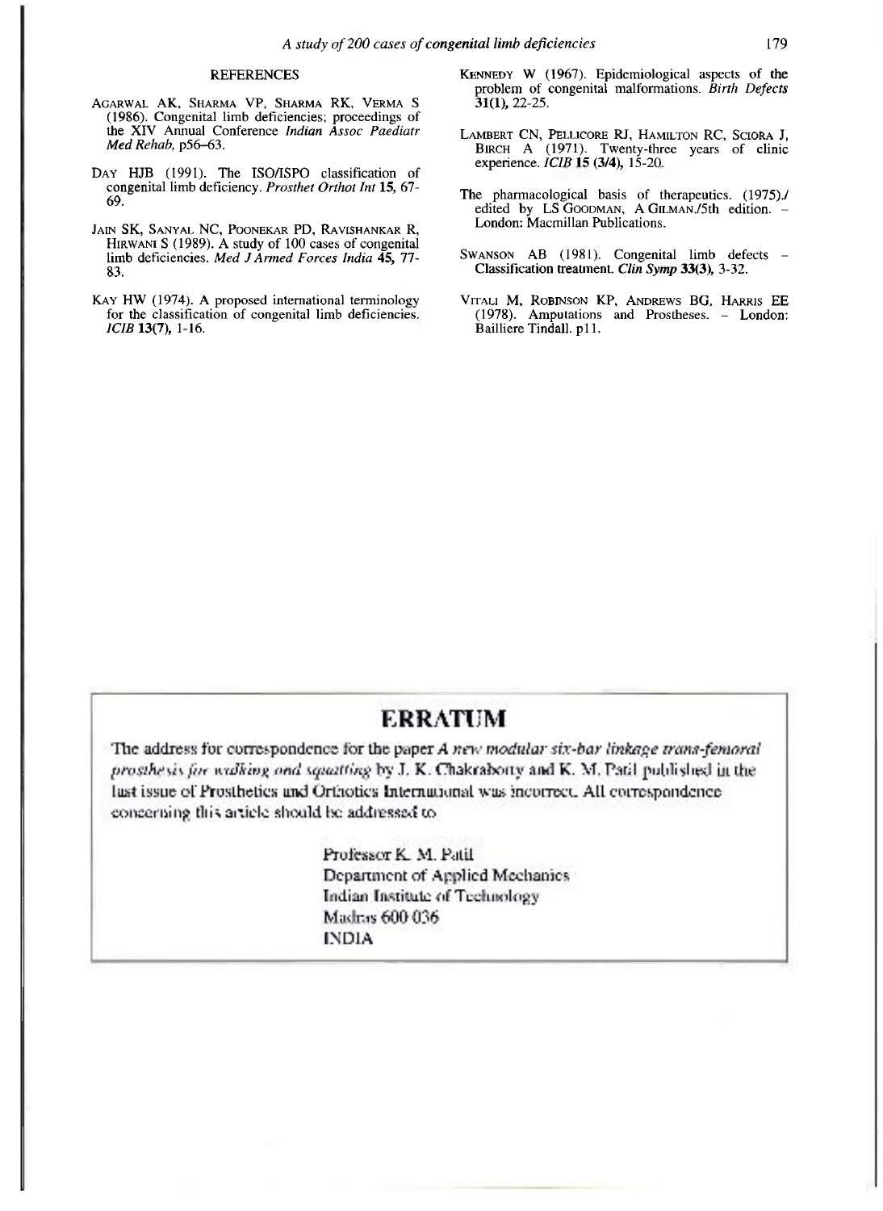## REFERENCES

Agarwal AK, Sharma VP, Sharma RK, Verma S (1986). Congenital limb deficiencies; proceedings of the XIV Annual Conference *Indian Assoc Paediatr Med Rehab,* p56–63.

Day HJB (1991). The ISO/ISPO classification of congenital limb deficiency. *Prosthet Orthot Int* **15**, 67-69.

Jain SK, Sanyal NC, Poonekar PD, Ravishankar R, Hirwani S (1989). A study of 100 cases of congenital limb deficiencies. *Med J Armed Forces India* **45**, 77-83.

Kay HW (1974). A proposed international terminology for the classification of congenital limb deficiencies. *ICIB* **13(7)**, 1-16.

Kennedy W (1967). Epidemiological aspects of the problem of congenital malformations. *Birth Defects* **31(1)**, 22-25.

Lambert CN, Pellicore RJ, Hamilton RC, Sciora J, Birch A (1971). Twenty-three years of clinic experience. *ICIB* **15 (3/4)**, 15-20.

The pharmacological basis of therapeutics. (1975)./ edited by LS Goodman, A Gilman./5th edition. – London: Macmillan Publications.

Swanson AB (1981). Congenital limb defects – Classification treatment. *Clin Symp* **33(3)**, 3-32.

Vitali M, Robinson KP, Andrews BG, Harris EE (1978). Amputations and Prostheses. – London: Bailliere Tindall. p11.

## ERRATUM

The address for correspondence for the paper *A new modular six-bar linkage trans-femoral prosthesis for walking and squatting* by J. K. Chakraborty and K. M. Patil published in the last issue of Prosthetics and Orthotics International was incorrect. All correspondence concerning this article should be addressed to

Professor K. M. Patil
Department of Applied Mechanics
Indian Institute of Technology
Madras 600 036
INDIA